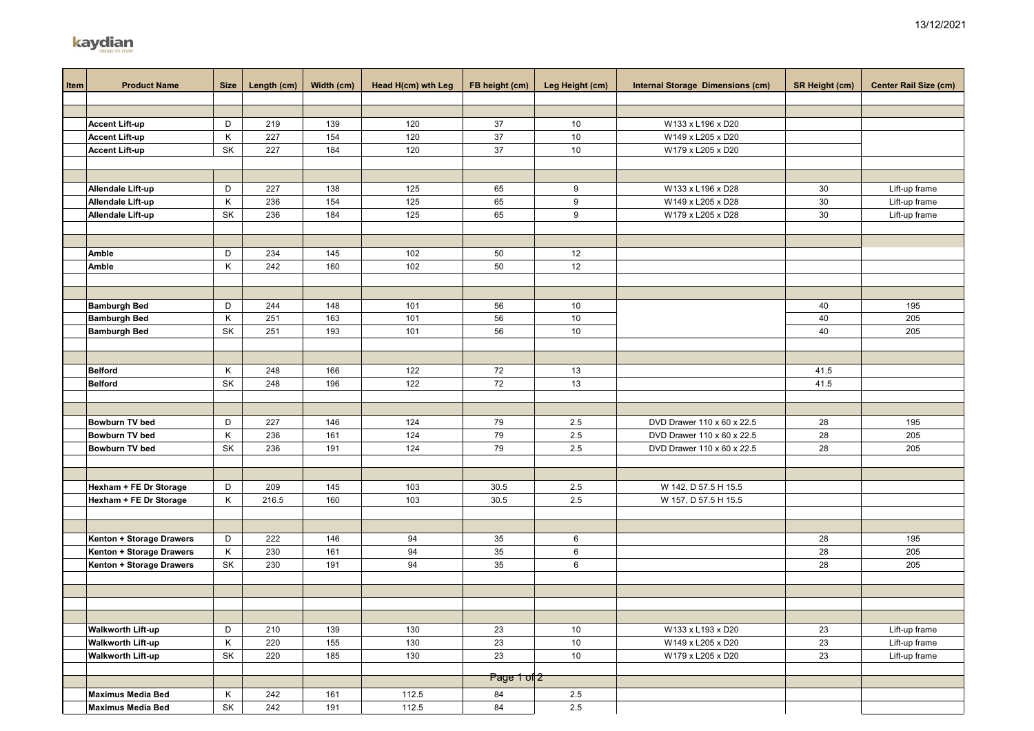13/12/2021

kaydian
sleep in style

| Item | Product Name | Size | Length (cm) | Width (cm) | Head H(cm) wth Leg | FB height (cm) | Leg Height (cm) | Internal Storage Dimensions (cm) | SR Height (cm) | Center Rail Size (cm) |
|---|---|---|---|---|---|---|---|---|---|---|
| | **Accent Lift-up** | D | 219 | 139 | 120 | 37 | 10 | W133 x L196 x D20 | | |
| | **Accent Lift-up** | K | 227 | 154 | 120 | 37 | 10 | W149 x L205 x D20 | | |
| | **Accent Lift-up** | SK | 227 | 184 | 120 | 37 | 10 | W179 x L205 x D20 | | |
| | **Allendale Lift-up** | D | 227 | 138 | 125 | 65 | 9 | W133 x L196 x D28 | 30 | Lift-up frame |
| | **Allendale Lift-up** | K | 236 | 154 | 125 | 65 | 9 | W149 x L205 x D28 | 30 | Lift-up frame |
| | **Allendale Lift-up** | SK | 236 | 184 | 125 | 65 | 9 | W179 x L205 x D28 | 30 | Lift-up frame |
| | **Amble** | D | 234 | 145 | 102 | 50 | 12 | | | |
| | **Amble** | K | 242 | 160 | 102 | 50 | 12 | | | |
| | **Bamburgh Bed** | D | 244 | 148 | 101 | 56 | 10 | | 40 | 195 |
| | **Bamburgh Bed** | K | 251 | 163 | 101 | 56 | 10 | | 40 | 205 |
| | **Bamburgh Bed** | SK | 251 | 193 | 101 | 56 | 10 | | 40 | 205 |
| | **Belford** | K | 248 | 166 | 122 | 72 | 13 | | 41.5 | |
| | **Belford** | SK | 248 | 196 | 122 | 72 | 13 | | 41.5 | |
| | **Bowburn TV bed** | D | 227 | 146 | 124 | 79 | 2.5 | DVD Drawer 110 x 60 x 22.5 | 28 | 195 |
| | **Bowburn TV bed** | K | 236 | 161 | 124 | 79 | 2.5 | DVD Drawer 110 x 60 x 22.5 | 28 | 205 |
| | **Bowburn TV bed** | SK | 236 | 191 | 124 | 79 | 2.5 | DVD Drawer 110 x 60 x 22.5 | 28 | 205 |
| | **Hexham + FE Dr Storage** | D | 209 | 145 | 103 | 30.5 | 2.5 | W 142, D 57.5 H 15.5 | | |
| | **Hexham + FE Dr Storage** | K | 216.5 | 160 | 103 | 30.5 | 2.5 | W 157, D 57.5 H 15.5 | | |
| | **Kenton + Storage Drawers** | D | 222 | 146 | 94 | 35 | 6 | | 28 | 195 |
| | **Kenton + Storage Drawers** | K | 230 | 161 | 94 | 35 | 6 | | 28 | 205 |
| | **Kenton + Storage Drawers** | SK | 230 | 191 | 94 | 35 | 6 | | 28 | 205 |
| | **Walkworth Lift-up** | D | 210 | 139 | 130 | 23 | 10 | W133 x L193 x D20 | 23 | Lift-up frame |
| | **Walkworth Lift-up** | K | 220 | 155 | 130 | 23 | 10 | W149 x L205 x D20 | 23 | Lift-up frame |
| | **Walkworth Lift-up** | SK | 220 | 185 | 130 | 23 | 10 | W179 x L205 x D20 | 23 | Lift-up frame |
| | **Maximus Media Bed** | K | 242 | 161 | 112.5 | 84 | 2.5 | | | |
| | **Maximus Media Bed** | SK | 242 | 191 | 112.5 | 84 | 2.5 | | | |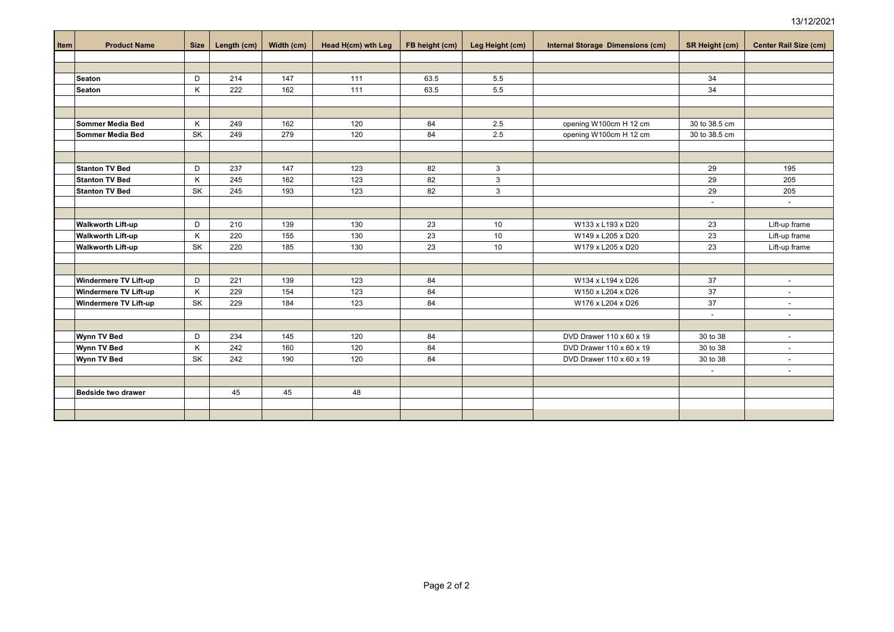13/12/2021

| Item | Product Name | Size | Length (cm) | Width (cm) | Head H(cm) wth Leg | FB height (cm) | Leg Height (cm) | Internal Storage Dimensions (cm) | SR Height (cm) | Center Rail Size (cm) |
|---|---|---|---|---|---|---|---|---|---|---|
| | | | | | | | | | | |
| | | | | | | | | | | |
| | **Seaton** | D | 214 | 147 | 111 | 63.5 | 5.5 | | 34 | |
| | **Seaton** | K | 222 | 162 | 111 | 63.5 | 5.5 | | 34 | |
| | | | | | | | | | | |
| | | | | | | | | | | |
| | **Sommer Media Bed** | K | 249 | 162 | 120 | 84 | 2.5 | opening W100cm H 12 cm | 30 to 38.5 cm | |
| | **Sommer Media Bed** | SK | 249 | 279 | 120 | 84 | 2.5 | opening W100cm H 12 cm | 30 to 38.5 cm | |
| | | | | | | | | | | |
| | | | | | | | | | | |
| | **Stanton TV Bed** | D | 237 | 147 | 123 | 82 | 3 | | 29 | 195 |
| | **Stanton TV Bed** | K | 245 | 162 | 123 | 82 | 3 | | 29 | 205 |
| | **Stanton TV Bed** | SK | 245 | 193 | 123 | 82 | 3 | | 29 | 205 |
| | | | | | | | | | - | - |
| | | | | | | | | | | |
| | **Walkworth Lift-up** | D | 210 | 139 | 130 | 23 | 10 | W133 x L193 x D20 | 23 | Lift-up frame |
| | **Walkworth Lift-up** | K | 220 | 155 | 130 | 23 | 10 | W149 x L205 x D20 | 23 | Lift-up frame |
| | **Walkworth Lift-up** | SK | 220 | 185 | 130 | 23 | 10 | W179 x L205 x D20 | 23 | Lift-up frame |
| | | | | | | | | | | |
| | | | | | | | | | | |
| | **Windermere TV Lift-up** | D | 221 | 139 | 123 | 84 | | W134 x L194 x D26 | 37 | - |
| | **Windermere TV Lift-up** | K | 229 | 154 | 123 | 84 | | W150 x L204 x D26 | 37 | - |
| | **Windermere TV Lift-up** | SK | 229 | 184 | 123 | 84 | | W176 x L204 x D26 | 37 | - |
| | | | | | | | | | - | - |
| | | | | | | | | | | |
| | **Wynn TV Bed** | D | 234 | 145 | 120 | 84 | | DVD Drawer 110 x 60 x 19 | 30 to 38 | - |
| | **Wynn TV Bed** | K | 242 | 160 | 120 | 84 | | DVD Drawer 110 x 60 x 19 | 30 to 38 | - |
| | **Wynn TV Bed** | SK | 242 | 190 | 120 | 84 | | DVD Drawer 110 x 60 x 19 | 30 to 38 | - |
| | | | | | | | | | - | - |
| | | | | | | | | | | |
| | **Bedside two drawer** | | 45 | 45 | 48 | | | | | |
| | | | | | | | | | | |
| | | | | | | | | | | |